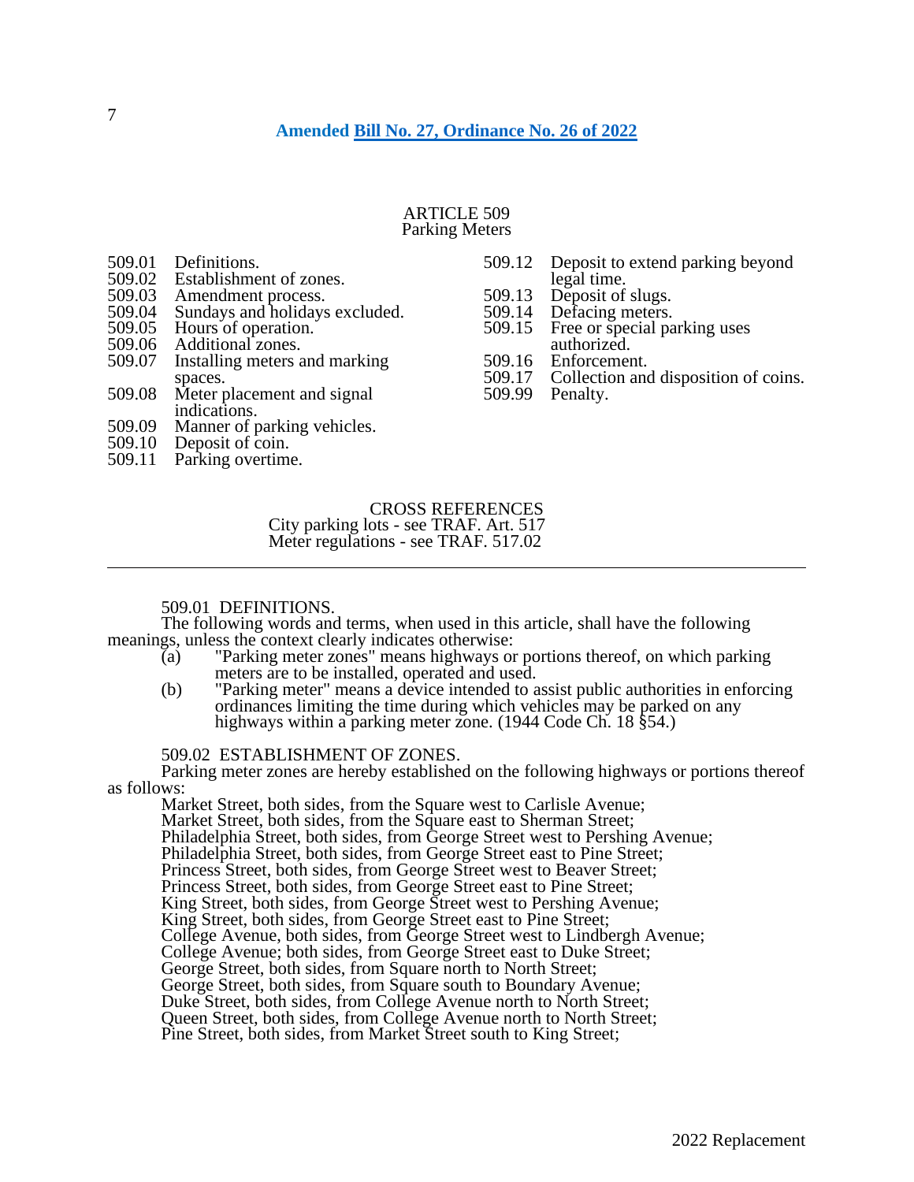**Amended Bill No. 27, Ordinance No. 26 of 2022**

# ARTICLE 509
## Parking Meters

509.01 Definitions.
509.02 Establishment of zones.
509.03 Amendment process.
509.04 Sundays and holidays excluded.
509.05 Hours of operation.
509.06 Additional zones.
509.07 Installing meters and marking spaces.
509.08 Meter placement and signal indications.
509.09 Manner of parking vehicles.
509.10 Deposit of coin.
509.11 Parking overtime.
509.12 Deposit to extend parking beyond legal time.
509.13 Deposit of slugs.
509.14 Defacing meters.
509.15 Free or special parking uses authorized.
509.16 Enforcement.
509.17 Collection and disposition of coins.
509.99 Penalty.

CROSS REFERENCES
City parking lots - see TRAF. Art. 517
Meter regulations - see TRAF. 517.02

---

509.01 DEFINITIONS.

The following words and terms, when used in this article, shall have the following meanings, unless the context clearly indicates otherwise:

(a) "Parking meter zones" means highways or portions thereof, on which parking meters are to be installed, operated and used.

(b) "Parking meter" means a device intended to assist public authorities in enforcing ordinances limiting the time during which vehicles may be parked on any highways within a parking meter zone. (1944 Code Ch. 18 §54.)

509.02 ESTABLISHMENT OF ZONES.

Parking meter zones are hereby established on the following highways or portions thereof as follows:

Market Street, both sides, from the Square west to Carlisle Avenue;
Market Street, both sides, from the Square east to Sherman Street;
Philadelphia Street, both sides, from George Street west to Pershing Avenue;
Philadelphia Street, both sides, from George Street east to Pine Street;
Princess Street, both sides, from George Street west to Beaver Street;
Princess Street, both sides, from George Street east to Pine Street;
King Street, both sides, from George Street west to Pershing Avenue;
King Street, both sides, from George Street east to Pine Street;
College Avenue, both sides, from George Street west to Lindbergh Avenue;
College Avenue; both sides, from George Street east to Duke Street;
George Street, both sides, from Square north to North Street;
George Street, both sides, from Square south to Boundary Avenue;
Duke Street, both sides, from College Avenue north to North Street;
Queen Street, both sides, from College Avenue north to North Street;
Pine Street, both sides, from Market Street south to King Street;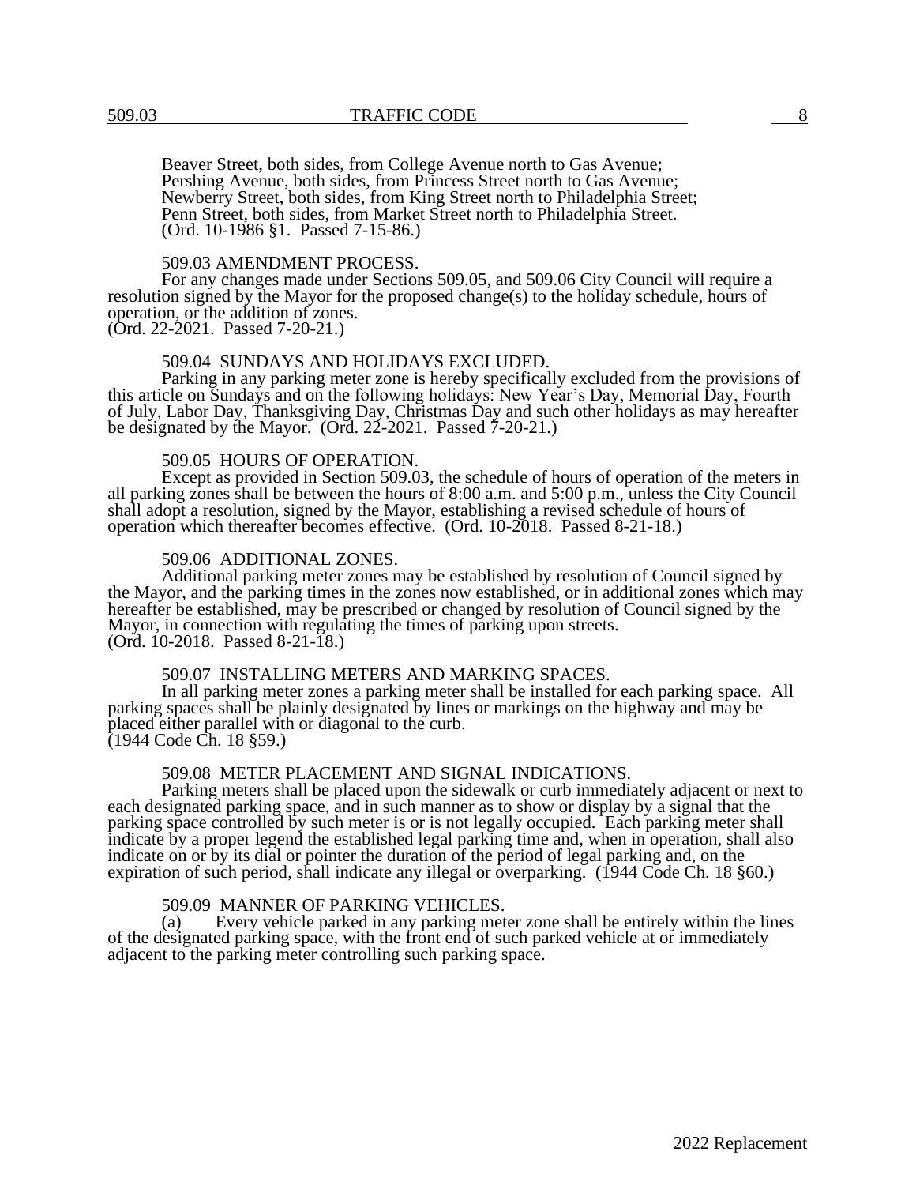Beaver Street, both sides, from College Avenue north to Gas Avenue;
Pershing Avenue, both sides, from Princess Street north to Gas Avenue;
Newberry Street, both sides, from King Street north to Philadelphia Street;
Penn Street, both sides, from Market Street north to Philadelphia Street.
(Ord. 10-1986 §1. Passed 7-15-86.)

509.03 AMENDMENT PROCESS.

For any changes made under Sections 509.05, and 509.06 City Council will require a resolution signed by the Mayor for the proposed change(s) to the holiday schedule, hours of operation, or the addition of zones.
(Ord. 22-2021. Passed 7-20-21.)

509.04 SUNDAYS AND HOLIDAYS EXCLUDED.

Parking in any parking meter zone is hereby specifically excluded from the provisions of this article on Sundays and on the following holidays: New Year's Day, Memorial Day, Fourth of July, Labor Day, Thanksgiving Day, Christmas Day and such other holidays as may hereafter be designated by the Mayor. (Ord. 22-2021. Passed 7-20-21.)

509.05 HOURS OF OPERATION.

Except as provided in Section 509.03, the schedule of hours of operation of the meters in all parking zones shall be between the hours of 8:00 a.m. and 5:00 p.m., unless the City Council shall adopt a resolution, signed by the Mayor, establishing a revised schedule of hours of operation which thereafter becomes effective. (Ord. 10-2018. Passed 8-21-18.)

509.06 ADDITIONAL ZONES.

Additional parking meter zones may be established by resolution of Council signed by the Mayor, and the parking times in the zones now established, or in additional zones which may hereafter be established, may be prescribed or changed by resolution of Council signed by the Mayor, in connection with regulating the times of parking upon streets.
(Ord. 10-2018. Passed 8-21-18.)

509.07 INSTALLING METERS AND MARKING SPACES.

In all parking meter zones a parking meter shall be installed for each parking space. All parking spaces shall be plainly designated by lines or markings on the highway and may be placed either parallel with or diagonal to the curb.
(1944 Code Ch. 18 §59.)

509.08 METER PLACEMENT AND SIGNAL INDICATIONS.

Parking meters shall be placed upon the sidewalk or curb immediately adjacent or next to each designated parking space, and in such manner as to show or display by a signal that the parking space controlled by such meter is or is not legally occupied. Each parking meter shall indicate by a proper legend the established legal parking time and, when in operation, shall also indicate on or by its dial or pointer the duration of the period of legal parking and, on the expiration of such period, shall indicate any illegal or overparking. (1944 Code Ch. 18 §60.)

509.09 MANNER OF PARKING VEHICLES.

(a) Every vehicle parked in any parking meter zone shall be entirely within the lines of the designated parking space, with the front end of such parked vehicle at or immediately adjacent to the parking meter controlling such parking space.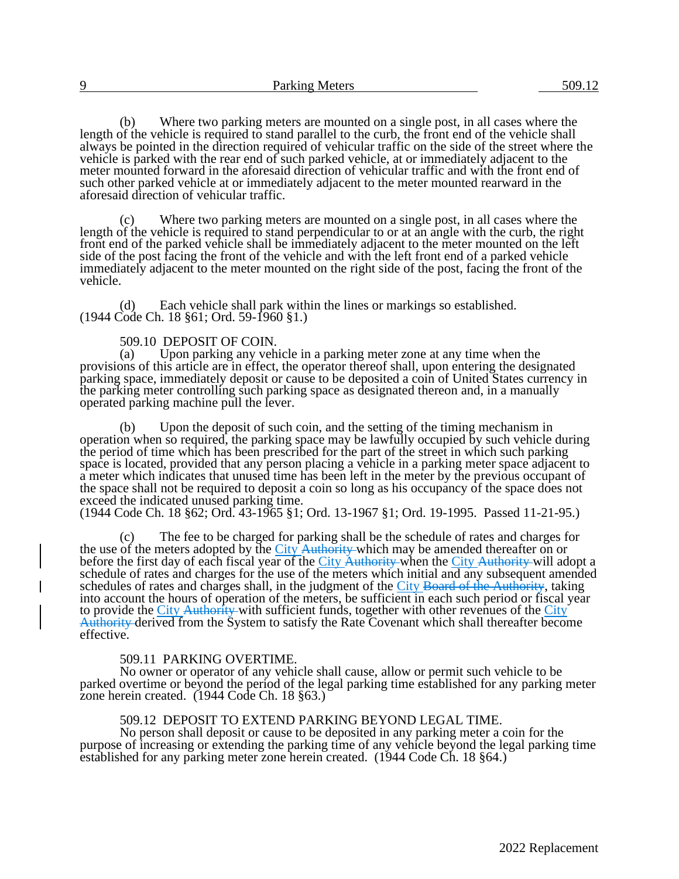(b) Where two parking meters are mounted on a single post, in all cases where the length of the vehicle is required to stand parallel to the curb, the front end of the vehicle shall always be pointed in the direction required of vehicular traffic on the side of the street where the vehicle is parked with the rear end of such parked vehicle, at or immediately adjacent to the meter mounted forward in the aforesaid direction of vehicular traffic and with the front end of such other parked vehicle at or immediately adjacent to the meter mounted rearward in the aforesaid direction of vehicular traffic.

(c) Where two parking meters are mounted on a single post, in all cases where the length of the vehicle is required to stand perpendicular to or at an angle with the curb, the right front end of the parked vehicle shall be immediately adjacent to the meter mounted on the left side of the post facing the front of the vehicle and with the left front end of a parked vehicle immediately adjacent to the meter mounted on the right side of the post, facing the front of the vehicle.

(d) Each vehicle shall park within the lines or markings so established.
(1944 Code Ch. 18 §61; Ord. 59-1960 §1.)

### 509.10 DEPOSIT OF COIN.

(a) Upon parking any vehicle in a parking meter zone at any time when the provisions of this article are in effect, the operator thereof shall, upon entering the designated parking space, immediately deposit or cause to be deposited a coin of United States currency in the parking meter controlling such parking space as designated thereon and, in a manually operated parking machine pull the lever.

(b) Upon the deposit of such coin, and the setting of the timing mechanism in operation when so required, the parking space may be lawfully occupied by such vehicle during the period of time which has been prescribed for the part of the street in which such parking space is located, provided that any person placing a vehicle in a parking meter space adjacent to a meter which indicates that unused time has been left in the meter by the previous occupant of the space shall not be required to deposit a coin so long as his occupancy of the space does not exceed the indicated unused parking time.
(1944 Code Ch. 18 §62; Ord. 43-1965 §1; Ord. 13-1967 §1; Ord. 19-1995. Passed 11-21-95.)

(c) The fee to be charged for parking shall be the schedule of rates and charges for the use of the meters adopted by the <u>City</u> ~~Authority~~ which may be amended thereafter on or before the first day of each fiscal year of the <u>City</u> ~~Authority~~ when the <u>City</u> ~~Authority~~ will adopt a schedule of rates and charges for the use of the meters which initial and any subsequent amended schedules of rates and charges shall, in the judgment of the <u>City</u> ~~Board of the Authority~~, taking into account the hours of operation of the meters, be sufficient in each such period or fiscal year to provide the <u>City</u> ~~Authority~~ with sufficient funds, together with other revenues of the <u>City</u> ~~Authority~~ derived from the System to satisfy the Rate Covenant which shall thereafter become effective.

### 509.11 PARKING OVERTIME.

No owner or operator of any vehicle shall cause, allow or permit such vehicle to be parked overtime or beyond the period of the legal parking time established for any parking meter zone herein created. (1944 Code Ch. 18 §63.)

### 509.12 DEPOSIT TO EXTEND PARKING BEYOND LEGAL TIME.

No person shall deposit or cause to be deposited in any parking meter a coin for the purpose of increasing or extending the parking time of any vehicle beyond the legal parking time established for any parking meter zone herein created. (1944 Code Ch. 18 §64.)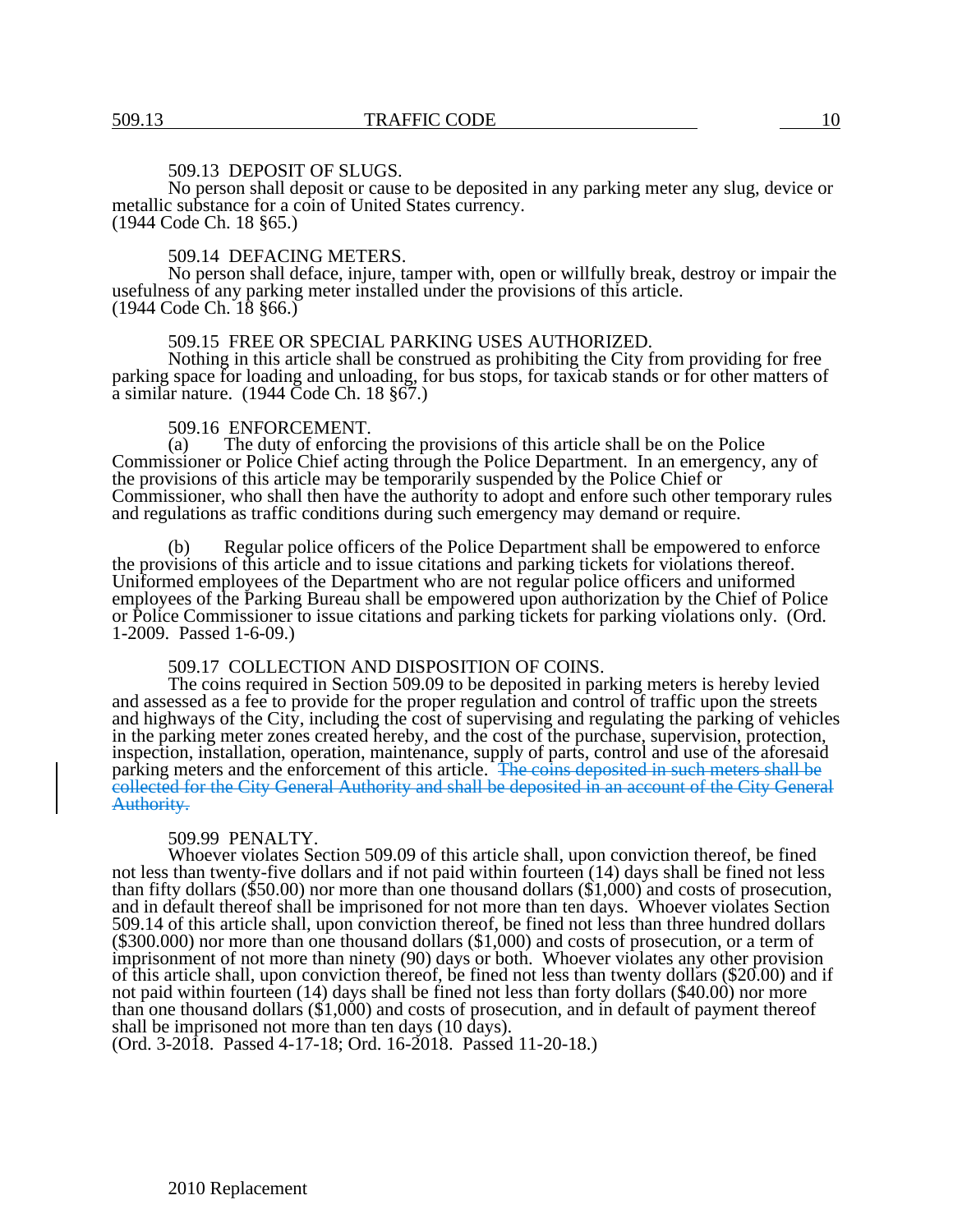509.13 DEPOSIT OF SLUGS.

No person shall deposit or cause to be deposited in any parking meter any slug, device or metallic substance for a coin of United States currency.
(1944 Code Ch. 18 §65.)

509.14 DEFACING METERS.

No person shall deface, injure, tamper with, open or willfully break, destroy or impair the usefulness of any parking meter installed under the provisions of this article.
(1944 Code Ch. 18 §66.)

509.15 FREE OR SPECIAL PARKING USES AUTHORIZED.

Nothing in this article shall be construed as prohibiting the City from providing for free parking space for loading and unloading, for bus stops, for taxicab stands or for other matters of a similar nature. (1944 Code Ch. 18 §67.)

509.16 ENFORCEMENT.

(a) The duty of enforcing the provisions of this article shall be on the Police Commissioner or Police Chief acting through the Police Department. In an emergency, any of the provisions of this article may be temporarily suspended by the Police Chief or Commissioner, who shall then have the authority to adopt and enfore such other temporary rules and regulations as traffic conditions during such emergency may demand or require.

(b) Regular police officers of the Police Department shall be empowered to enforce the provisions of this article and to issue citations and parking tickets for violations thereof. Uniformed employees of the Department who are not regular police officers and uniformed employees of the Parking Bureau shall be empowered upon authorization by the Chief of Police or Police Commissioner to issue citations and parking tickets for parking violations only. (Ord. 1-2009. Passed 1-6-09.)

509.17 COLLECTION AND DISPOSITION OF COINS.

The coins required in Section 509.09 to be deposited in parking meters is hereby levied and assessed as a fee to provide for the proper regulation and control of traffic upon the streets and highways of the City, including the cost of supervising and regulating the parking of vehicles in the parking meter zones created hereby, and the cost of the purchase, supervision, protection, inspection, installation, operation, maintenance, supply of parts, control and use of the aforesaid parking meters and the enforcement of this article. ~~The coins deposited in such meters shall be collected for the City General Authority and shall be deposited in an account of the City General Authority.~~

509.99 PENALTY.

Whoever violates Section 509.09 of this article shall, upon conviction thereof, be fined not less than twenty-five dollars and if not paid within fourteen (14) days shall be fined not less than fifty dollars ($50.00) nor more than one thousand dollars ($1,000) and costs of prosecution, and in default thereof shall be imprisoned for not more than ten days. Whoever violates Section 509.14 of this article shall, upon conviction thereof, be fined not less than three hundred dollars ($300.000) nor more than one thousand dollars ($1,000) and costs of prosecution, or a term of imprisonment of not more than ninety (90) days or both. Whoever violates any other provision of this article shall, upon conviction thereof, be fined not less than twenty dollars ($20.00) and if not paid within fourteen (14) days shall be fined not less than forty dollars ($40.00) nor more than one thousand dollars ($1,000) and costs of prosecution, and in default of payment thereof shall be imprisoned not more than ten days (10 days).
(Ord. 3-2018. Passed 4-17-18; Ord. 16-2018. Passed 11-20-18.)

2010 Replacement